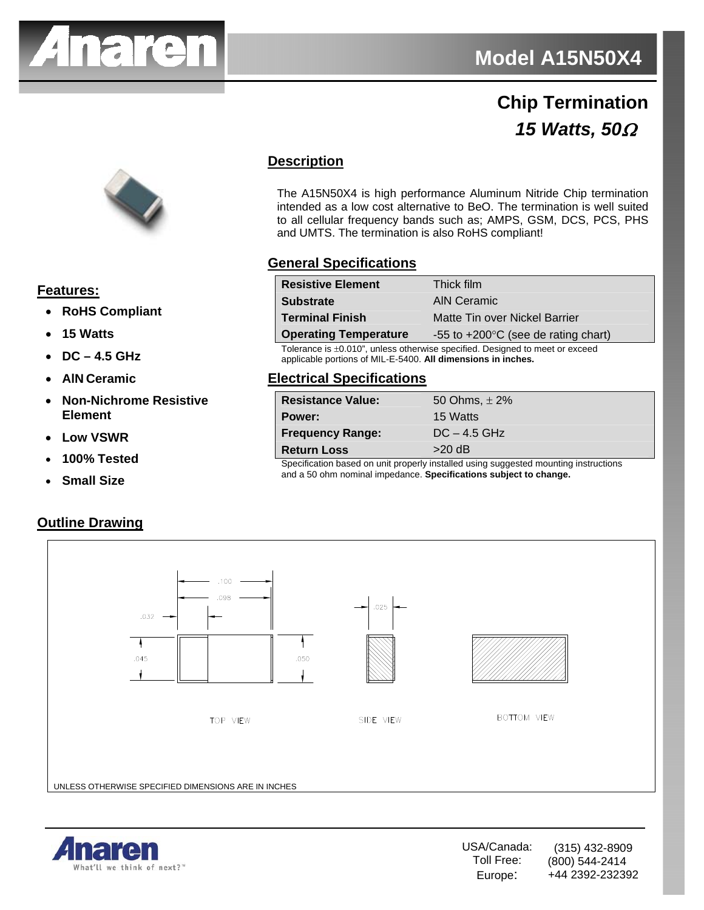# Model A15N50X4

## Chip Termination

### *15 Watts, 50Ω*

## Description

The A15N50X4 is high performance Aluminum Nitride Chip termination intended as a low cost alternative to BeO. The termination is well suited to all cellular frequency bands such as; AMPS, GSM, DCS, PCS, PHS and UMTS. The termination is also RoHS compliant!

## Features:

- **RoHS Compliant**
- **15 Watts**
- **DC – 4.5 GHz**
- **AlN Ceramic**
- **Non-Nichrome Resistive Element**
- **Low VSWR**
- **100% Tested**
- **Small Size**

## General Specifications

| | |
|---|---|
| **Resistive Element** | Thick film |
| **Substrate** | AlN Ceramic |
| **Terminal Finish** | Matte Tin over Nickel Barrier |
| **Operating Temperature** | -55 to +200°C (see de rating chart) |

Tolerance is ±0.010", unless otherwise specified. Designed to meet or exceed applicable portions of MIL-E-5400. **All dimensions in inches.**

## Electrical Specifications

| | |
|---|---|
| **Resistance Value:** | 50 Ohms, ± 2% |
| **Power:** | 15 Watts |
| **Frequency Range:** | DC – 4.5 GHz |
| **Return Loss** | >20 dB |

Specification based on unit properly installed using suggested mounting instructions and a 50 ohm nominal impedance. **Specifications subject to change.**

## Outline Drawing

.100 .098 .032 .045 .050 .025

TOP VIEW SIDE VIEW BOTTOM VIEW

UNLESS OTHERWISE SPECIFIED DIMENSIONS ARE IN INCHES

Anaren What'll we think of next?™

USA/Canada: (315) 432-8909
Toll Free: (800) 544-2414
Europe: +44 2392-232392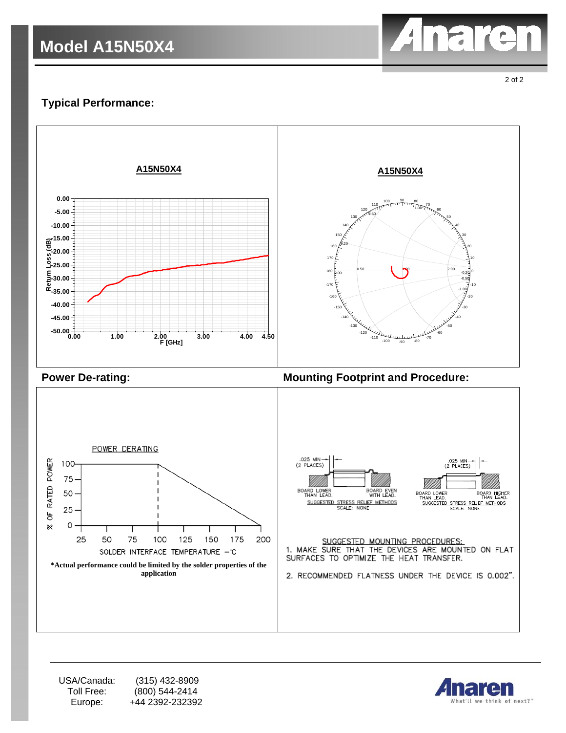# Model A15N50X4

## Typical Performance:

**A15N50X4**

0.00
-5.00
-10.00
-15.00
-20.00
-25.00
-30.00
-35.00
-40.00
-45.00
-50.00

Return Loss (dB)

0.00 1.00 2.00 3.00 4.00 4.50

F [GHz]

**A15N50X4**

## Power De-rating:

POWER DERATING

% OF RATED POWER

100
75
50
25
0

25 50 75 100 125 150 175 200

SOLDER INTERFACE TEMPERATURE – °C

**\*Actual performance could be limited by the solder properties of the application**

## Mounting Footprint and Procedure:

.025 MIN (2 PLACES)

BOARD LOWER THAN LEAD.

BOARD EVEN WITH LEAD.

SUGGESTED STRESS RELIEF METHODS
SCALE: NONE

.025 MIN (2 PLACES)

BOARD LOWER THAN LEAD.

BOARD HIGHER THAN LEAD.

SUGGESTED STRESS RELIEF METHODS
SCALE: NONE

SUGGESTED MOUNTING PROCEDURES:

1. MAKE SURE THAT THE DEVICES ARE MOUNTED ON FLAT SURFACES TO OPTIMIZE THE HEAT TRANSFER.
2. RECOMMENDED FLATNESS UNDER THE DEVICE IS 0.002".

USA/Canada: (315) 432-8909
Toll Free: (800) 544-2414
Europe: +44 2392-232392

Anaren
What'll we think of next?™